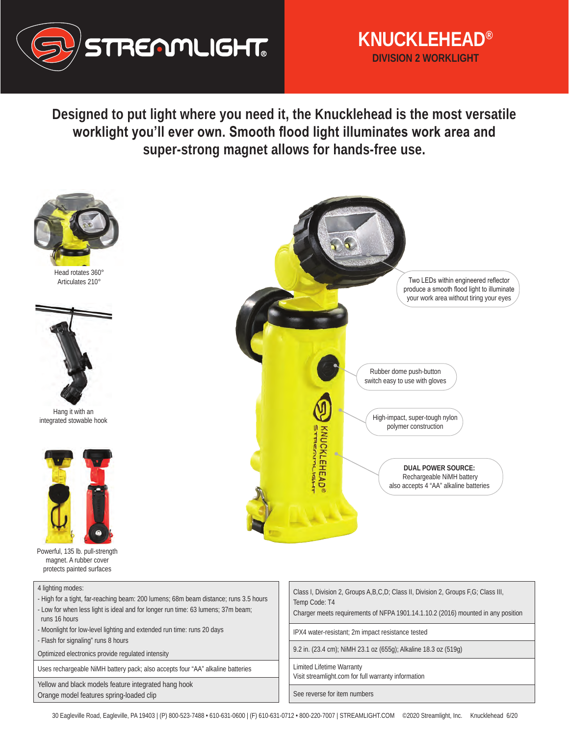# STREAMLIGHT

## KNUCKLEHEAD®

### DIVISION 2 WORKLIGHT

**Designed to put light where you need it, the Knucklehead is the most versatile worklight you'll ever own. Smooth flood light illuminates work area and super-strong magnet allows for hands-free use.**

Head rotates 360°
Articulates 210°

Hang it with an integrated stowable hook

Powerful, 135 lb. pull-strength magnet. A rubber cover protects painted surfaces

Two LEDs within engineered reflector produce a smooth flood light to illuminate your work area without tiring your eyes

Rubber dome push-button switch easy to use with gloves

High-impact, super-tough nylon polymer construction

**DUAL POWER SOURCE:**
Rechargeable NiMH battery also accepts 4 "AA" alkaline batteries

| | |
|---|---|
| 4 lighting modes:<br>- High for a tight, far-reaching beam: 200 lumens; 68m beam distance; runs 3.5 hours<br>- Low for when less light is ideal and for longer run time: 63 lumens; 37m beam; runs 16 hours<br>- Moonlight for low-level lighting and extended run time: runs 20 days<br>- Flash for signaling" runs 8 hours<br>Optimized electronics provide regulated intensity | Class I, Division 2, Groups A,B,C,D; Class II, Division 2, Groups F,G; Class III, Temp Code: T4<br>Charger meets requirements of NFPA 1901.14.1.10.2 (2016) mounted in any position |
| Uses rechargeable NiMH battery pack; also accepts four "AA" alkaline batteries | IPX4 water-resistant; 2m impact resistance tested |
| Yellow and black models feature integrated hang hook<br>Orange model features spring-loaded clip | 9.2 in. (23.4 cm); NiMH 23.1 oz (655g); Alkaline 18.3 oz (519g) |
| | Limited Lifetime Warranty<br>Visit streamlight.com for full warranty information |
| | See reverse for item numbers |

30 Eagleville Road, Eagleville, PA 19403 | (P) 800-523-7488 • 610-631-0600 | (F) 610-631-0712 • 800-220-7007 | STREAMLIGHT.COM ©2020 Streamlight, Inc. Knucklehead 6/20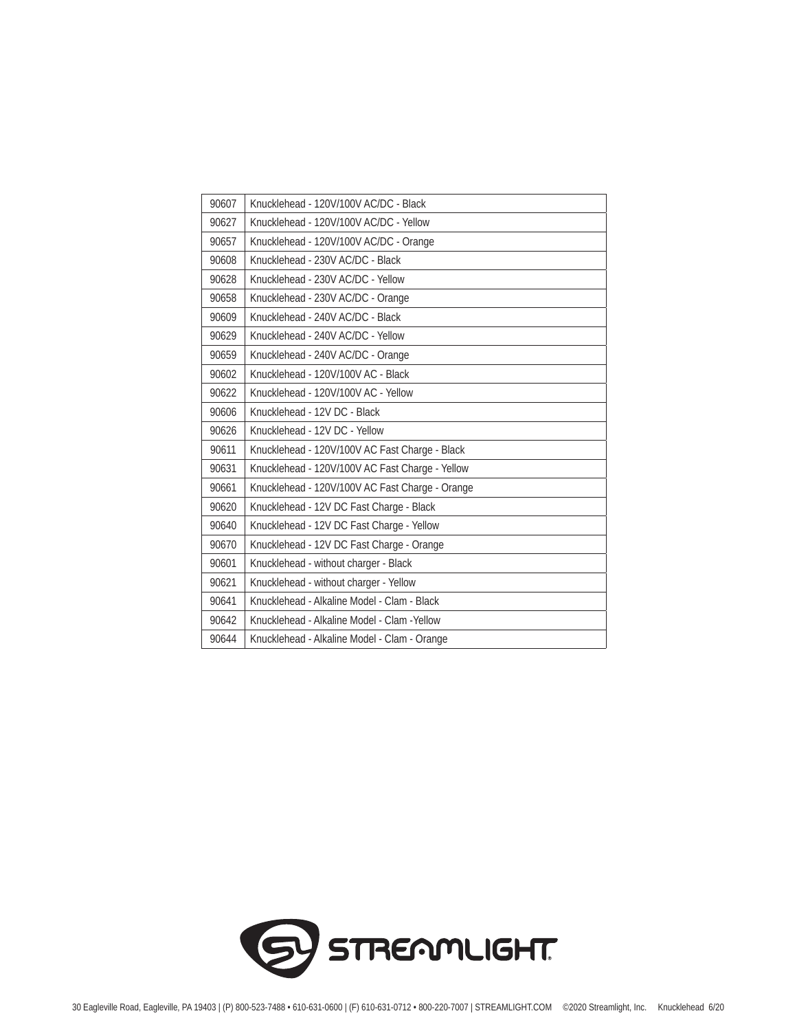| | |
|---|---|
| 90607 | Knucklehead - 120V/100V AC/DC - Black |
| 90627 | Knucklehead - 120V/100V AC/DC - Yellow |
| 90657 | Knucklehead - 120V/100V AC/DC - Orange |
| 90608 | Knucklehead - 230V AC/DC - Black |
| 90628 | Knucklehead - 230V AC/DC - Yellow |
| 90658 | Knucklehead - 230V AC/DC - Orange |
| 90609 | Knucklehead - 240V AC/DC - Black |
| 90629 | Knucklehead - 240V AC/DC - Yellow |
| 90659 | Knucklehead - 240V AC/DC - Orange |
| 90602 | Knucklehead - 120V/100V AC - Black |
| 90622 | Knucklehead - 120V/100V AC - Yellow |
| 90606 | Knucklehead - 12V DC - Black |
| 90626 | Knucklehead - 12V DC - Yellow |
| 90611 | Knucklehead - 120V/100V AC Fast Charge - Black |
| 90631 | Knucklehead - 120V/100V AC Fast Charge - Yellow |
| 90661 | Knucklehead - 120V/100V AC Fast Charge - Orange |
| 90620 | Knucklehead - 12V DC Fast Charge - Black |
| 90640 | Knucklehead - 12V DC Fast Charge - Yellow |
| 90670 | Knucklehead - 12V DC Fast Charge - Orange |
| 90601 | Knucklehead - without charger - Black |
| 90621 | Knucklehead - without charger - Yellow |
| 90641 | Knucklehead - Alkaline Model - Clam - Black |
| 90642 | Knucklehead - Alkaline Model - Clam -Yellow |
| 90644 | Knucklehead - Alkaline Model - Clam - Orange |

STREAMLIGHT

30 Eagleville Road, Eagleville, PA 19403 | (P) 800-523-7488 • 610-631-0600 | (F) 610-631-0712 • 800-220-7007 | STREAMLIGHT.COM ©2020 Streamlight, Inc. Knucklehead 6/20